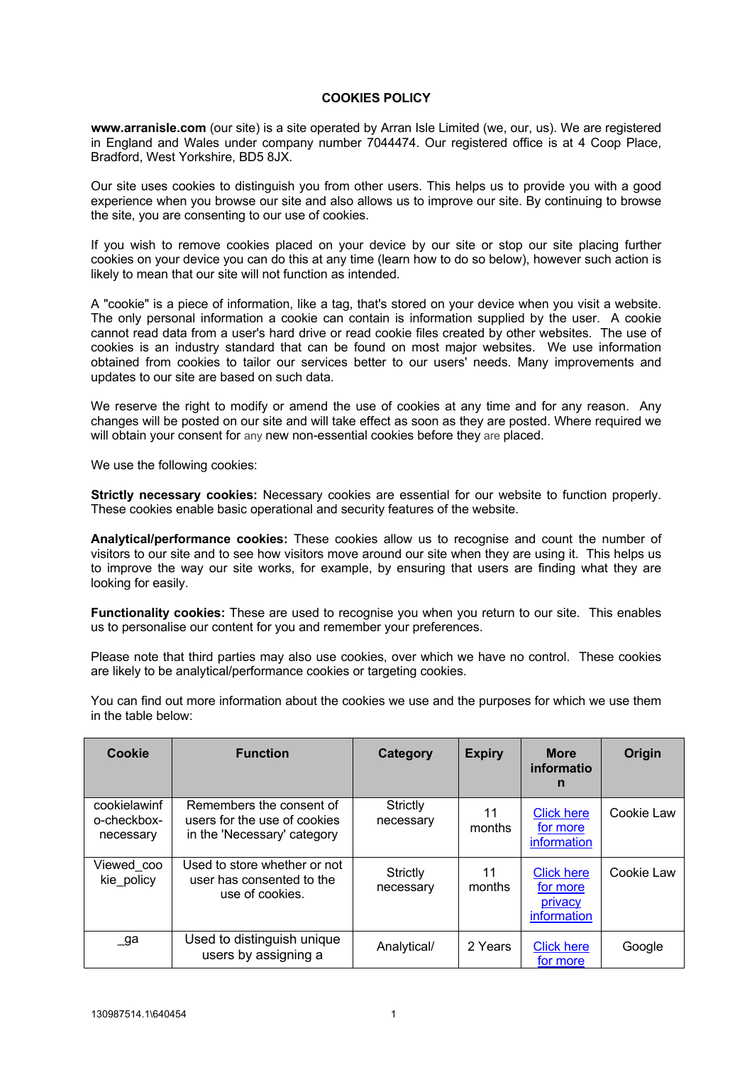# COOKIES POLICY

**www.arranisle.com** (our site) is a site operated by Arran Isle Limited (we, our, us). We are registered in England and Wales under company number 7044474. Our registered office is at 4 Coop Place, Bradford, West Yorkshire, BD5 8JX.

Our site uses cookies to distinguish you from other users. This helps us to provide you with a good experience when you browse our site and also allows us to improve our site. By continuing to browse the site, you are consenting to our use of cookies.

If you wish to remove cookies placed on your device by our site or stop our site placing further cookies on your device you can do this at any time (learn how to do so below), however such action is likely to mean that our site will not function as intended.

A "cookie" is a piece of information, like a tag, that's stored on your device when you visit a website. The only personal information a cookie can contain is information supplied by the user. A cookie cannot read data from a user's hard drive or read cookie files created by other websites. The use of cookies is an industry standard that can be found on most major websites. We use information obtained from cookies to tailor our services better to our users' needs. Many improvements and updates to our site are based on such data.

We reserve the right to modify or amend the use of cookies at any time and for any reason. Any changes will be posted on our site and will take effect as soon as they are posted. Where required we will obtain your consent for any new non-essential cookies before they are placed.

We use the following cookies:

**Strictly necessary cookies:** Necessary cookies are essential for our website to function properly. These cookies enable basic operational and security features of the website.

**Analytical/performance cookies:** These cookies allow us to recognise and count the number of visitors to our site and to see how visitors move around our site when they are using it. This helps us to improve the way our site works, for example, by ensuring that users are finding what they are looking for easily.

**Functionality cookies:** These are used to recognise you when you return to our site. This enables us to personalise our content for you and remember your preferences.

Please note that third parties may also use cookies, over which we have no control. These cookies are likely to be analytical/performance cookies or targeting cookies.

You can find out more information about the cookies we use and the purposes for which we use them in the table below:

| Cookie | Function | Category | Expiry | More information | Origin |
|---|---|---|---|---|---|
| cookielawinfo-checkbox-necessary | Remembers the consent of users for the use of cookies in the 'Necessary' category | Strictly necessary | 11 months | Click here for more information | Cookie Law |
| Viewed_cookie_policy | Used to store whether or not user has consented to the use of cookies. | Strictly necessary | 11 months | Click here for more privacy information | Cookie Law |
| _ga | Used to distinguish unique users by assigning a | Analytical/ | 2 Years | Click here for more | Google |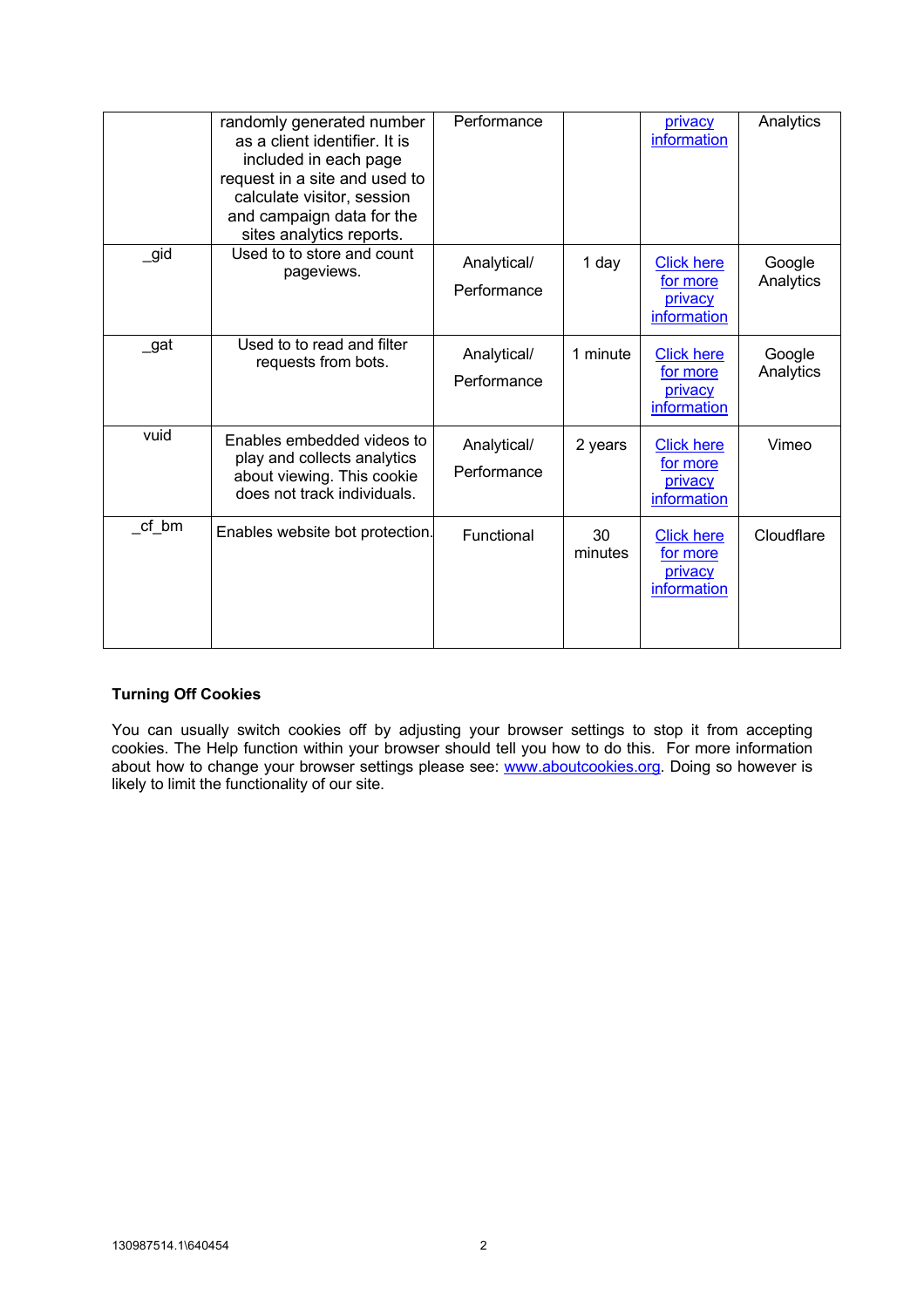| | | | | | |
|---|---|---|---|---|---|
| | randomly generated number as a client identifier. It is included in each page request in a site and used to calculate visitor, session and campaign data for the sites analytics reports. | Performance | | privacy information | Analytics |
| _gid | Used to to store and count pageviews. | Analytical/ Performance | 1 day | Click here for more privacy information | Google Analytics |
| _gat | Used to to read and filter requests from bots. | Analytical/ Performance | 1 minute | Click here for more privacy information | Google Analytics |
| vuid | Enables embedded videos to play and collects analytics about viewing. This cookie does not track individuals. | Analytical/ Performance | 2 years | Click here for more privacy information | Vimeo |
| _cf_bm | Enables website bot protection. | Functional | 30 minutes | Click here for more privacy information | Cloudflare |

**Turning Off Cookies**

You can usually switch cookies off by adjusting your browser settings to stop it from accepting cookies. The Help function within your browser should tell you how to do this. For more information about how to change your browser settings please see: www.aboutcookies.org. Doing so however is likely to limit the functionality of our site.

130987514.1\640454